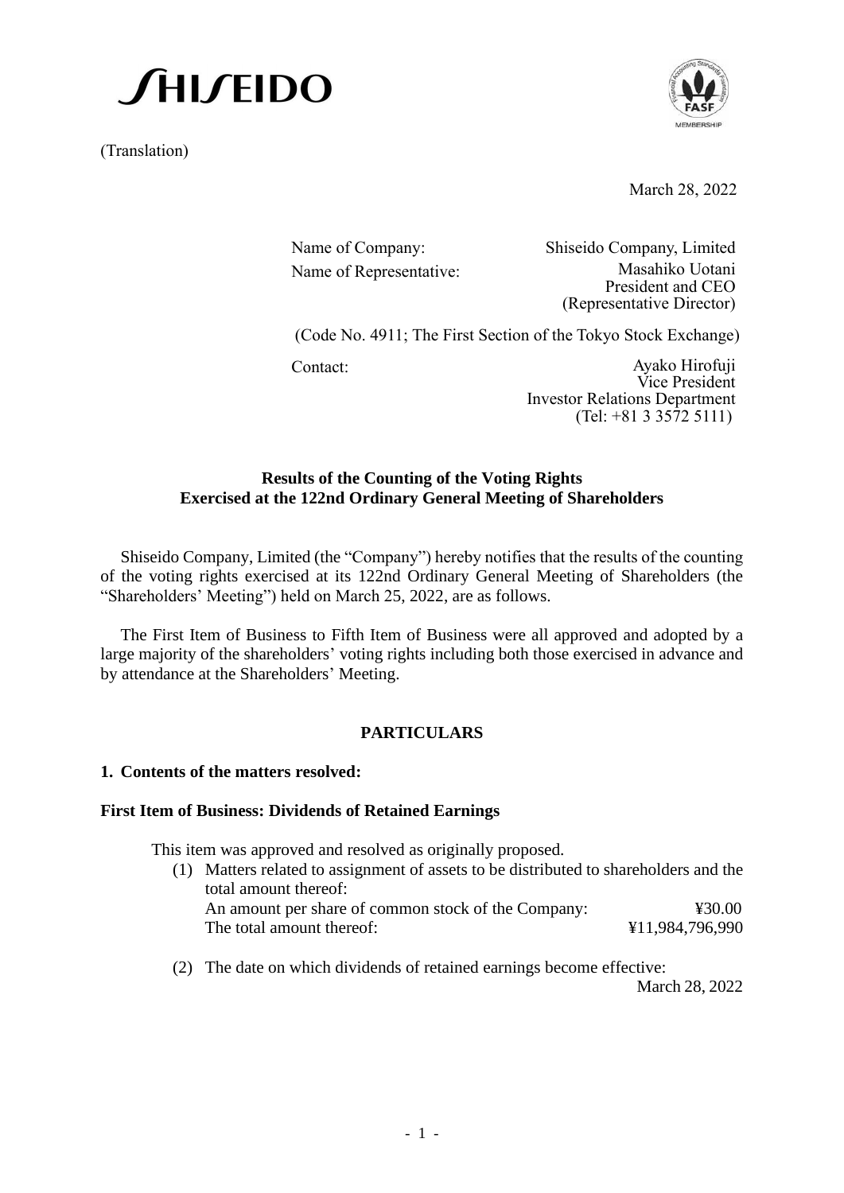SHISEIDO

(Translation)

March 28, 2022

Name of Company: Shiseido Company, Limited
Name of Representative: Masahiko Uotani
President and CEO
(Representative Director)

(Code No. 4911; The First Section of the Tokyo Stock Exchange)

Contact: Ayako Hirofuji
Vice President
Investor Relations Department
(Tel: +81 3 3572 5111)

**Results of the Counting of the Voting Rights**
**Exercised at the 122nd Ordinary General Meeting of Shareholders**

Shiseido Company, Limited (the "Company") hereby notifies that the results of the counting of the voting rights exercised at its 122nd Ordinary General Meeting of Shareholders (the "Shareholders' Meeting") held on March 25, 2022, are as follows.

The First Item of Business to Fifth Item of Business were all approved and adopted by a large majority of the shareholders' voting rights including both those exercised in advance and by attendance at the Shareholders' Meeting.

**PARTICULARS**

**1. Contents of the matters resolved:**

**First Item of Business: Dividends of Retained Earnings**

This item was approved and resolved as originally proposed.

(1) Matters related to assignment of assets to be distributed to shareholders and the total amount thereof:
An amount per share of common stock of the Company: ¥30.00
The total amount thereof: ¥11,984,796,990

(2) The date on which dividends of retained earnings become effective:
March 28, 2022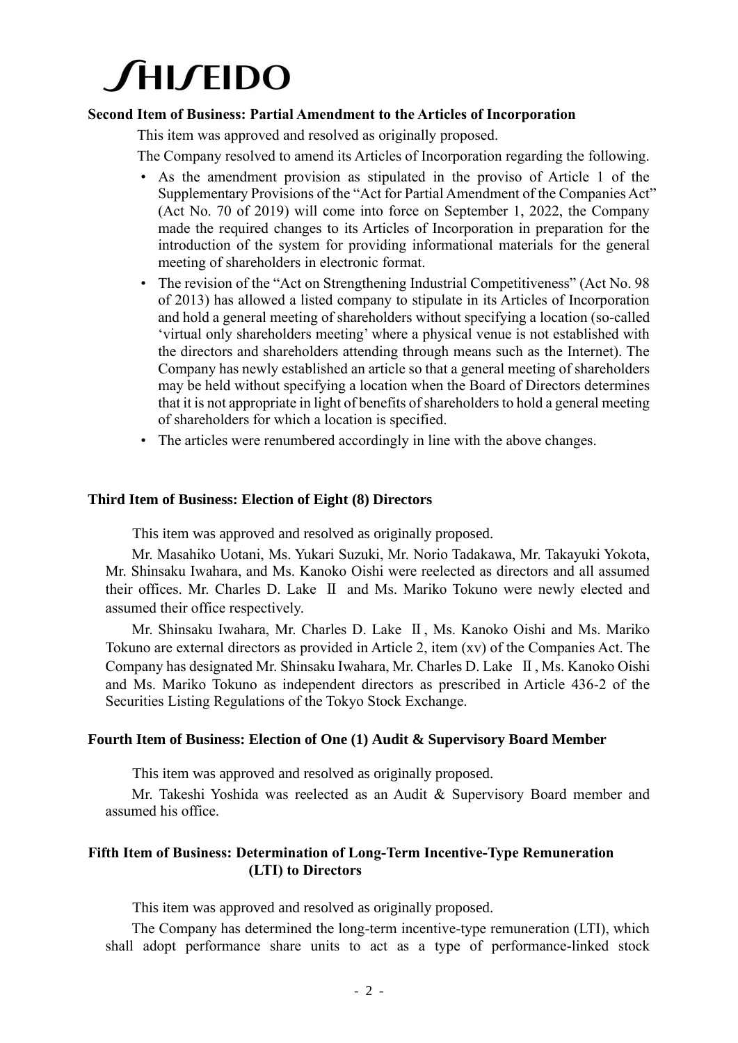**Second Item of Business: Partial Amendment to the Articles of Incorporation**

This item was approved and resolved as originally proposed.

The Company resolved to amend its Articles of Incorporation regarding the following.

- As the amendment provision as stipulated in the proviso of Article 1 of the Supplementary Provisions of the "Act for Partial Amendment of the Companies Act" (Act No. 70 of 2019) will come into force on September 1, 2022, the Company made the required changes to its Articles of Incorporation in preparation for the introduction of the system for providing informational materials for the general meeting of shareholders in electronic format.
- The revision of the "Act on Strengthening Industrial Competitiveness" (Act No. 98 of 2013) has allowed a listed company to stipulate in its Articles of Incorporation and hold a general meeting of shareholders without specifying a location (so-called 'virtual only shareholders meeting' where a physical venue is not established with the directors and shareholders attending through means such as the Internet). The Company has newly established an article so that a general meeting of shareholders may be held without specifying a location when the Board of Directors determines that it is not appropriate in light of benefits of shareholders to hold a general meeting of shareholders for which a location is specified.
- The articles were renumbered accordingly in line with the above changes.

**Third Item of Business: Election of Eight (8) Directors**

This item was approved and resolved as originally proposed.

Mr. Masahiko Uotani, Ms. Yukari Suzuki, Mr. Norio Tadakawa, Mr. Takayuki Yokota, Mr. Shinsaku Iwahara, and Ms. Kanoko Oishi were reelected as directors and all assumed their offices. Mr. Charles D. Lake Ⅱ and Ms. Mariko Tokuno were newly elected and assumed their office respectively.

Mr. Shinsaku Iwahara, Mr. Charles D. Lake Ⅱ, Ms. Kanoko Oishi and Ms. Mariko Tokuno are external directors as provided in Article 2, item (xv) of the Companies Act. The Company has designated Mr. Shinsaku Iwahara, Mr. Charles D. Lake Ⅱ, Ms. Kanoko Oishi and Ms. Mariko Tokuno as independent directors as prescribed in Article 436-2 of the Securities Listing Regulations of the Tokyo Stock Exchange.

**Fourth Item of Business: Election of One (1) Audit & Supervisory Board Member**

This item was approved and resolved as originally proposed.

Mr. Takeshi Yoshida was reelected as an Audit & Supervisory Board member and assumed his office.

**Fifth Item of Business: Determination of Long-Term Incentive-Type Remuneration (LTI) to Directors**

This item was approved and resolved as originally proposed.

The Company has determined the long-term incentive-type remuneration (LTI), which shall adopt performance share units to act as a type of performance-linked stock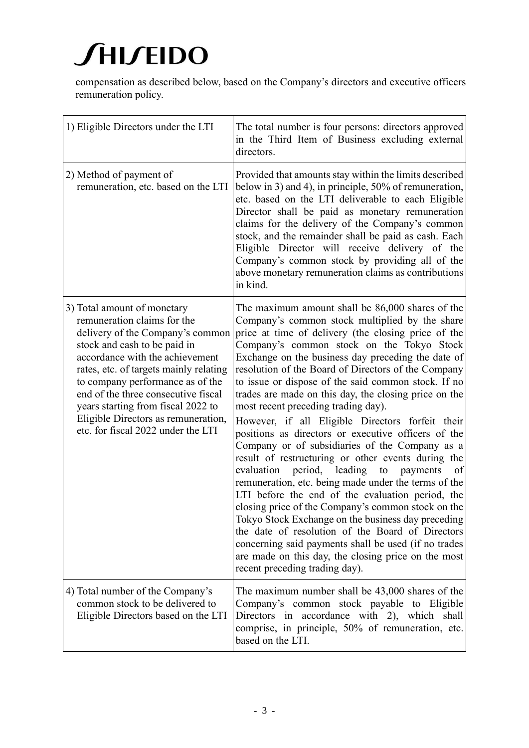compensation as described below, based on the Company's directors and executive officers remuneration policy.

| | |
|---|---|
| 1) Eligible Directors under the LTI | The total number is four persons: directors approved in the Third Item of Business excluding external directors. |
| 2) Method of payment of remuneration, etc. based on the LTI | Provided that amounts stay within the limits described below in 3) and 4), in principle, 50% of remuneration, etc. based on the LTI deliverable to each Eligible Director shall be paid as monetary remuneration claims for the delivery of the Company's common stock, and the remainder shall be paid as cash. Each Eligible Director will receive delivery of the Company's common stock by providing all of the above monetary remuneration claims as contributions in kind. |
| 3) Total amount of monetary remuneration claims for the delivery of the Company's common stock and cash to be paid in accordance with the achievement rates, etc. of targets mainly relating to company performance as of the end of the three consecutive fiscal years starting from fiscal 2022 to Eligible Directors as remuneration, etc. for fiscal 2022 under the LTI | The maximum amount shall be 86,000 shares of the Company's common stock multiplied by the share price at time of delivery (the closing price of the Company's common stock on the Tokyo Stock Exchange on the business day preceding the date of resolution of the Board of Directors of the Company to issue or dispose of the said common stock. If no trades are made on this day, the closing price on the most recent preceding trading day).<br>However, if all Eligible Directors forfeit their positions as directors or executive officers of the Company or of subsidiaries of the Company as a result of restructuring or other events during the evaluation period, leading to payments of remuneration, etc. being made under the terms of the LTI before the end of the evaluation period, the closing price of the Company's common stock on the Tokyo Stock Exchange on the business day preceding the date of resolution of the Board of Directors concerning said payments shall be used (if no trades are made on this day, the closing price on the most recent preceding trading day). |
| 4) Total number of the Company's common stock to be delivered to Eligible Directors based on the LTI | The maximum number shall be 43,000 shares of the Company's common stock payable to Eligible Directors in accordance with 2), which shall comprise, in principle, 50% of remuneration, etc. based on the LTI. |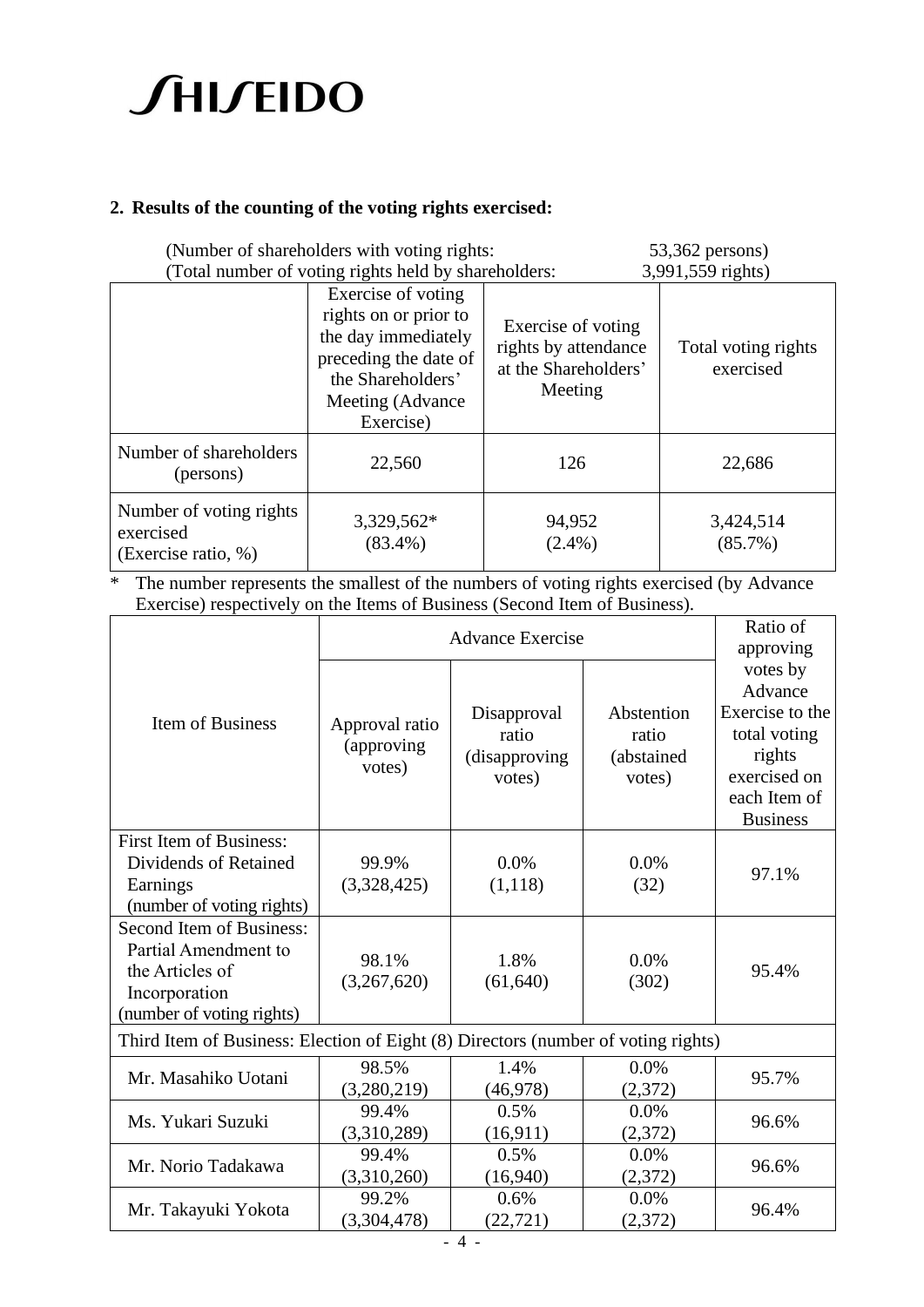**2. Results of the counting of the voting rights exercised:**

(Number of shareholders with voting rights: 53,362 persons)
(Total number of voting rights held by shareholders: 3,991,559 rights)

| | Exercise of voting rights on or prior to the day immediately preceding the date of the Shareholders' Meeting (Advance Exercise) | Exercise of voting rights by attendance at the Shareholders' Meeting | Total voting rights exercised |
|---|---|---|---|
| Number of shareholders (persons) | 22,560 | 126 | 22,686 |
| Number of voting rights exercised (Exercise ratio, %) | 3,329,562* (83.4%) | 94,952 (2.4%) | 3,424,514 (85.7%) |

\* The number represents the smallest of the numbers of voting rights exercised (by Advance Exercise) respectively on the Items of Business (Second Item of Business).

| Item of Business | Advance Exercise | | | Ratio of approving votes by Advance Exercise to the total voting rights exercised on each Item of Business |
|---|---|---|---|---|
| | Approval ratio (approving votes) | Disapproval ratio (disapproving votes) | Abstention ratio (abstained votes) | |
| First Item of Business: Dividends of Retained Earnings (number of voting rights) | 99.9% (3,328,425) | 0.0% (1,118) | 0.0% (32) | 97.1% |
| Second Item of Business: Partial Amendment to the Articles of Incorporation (number of voting rights) | 98.1% (3,267,620) | 1.8% (61,640) | 0.0% (302) | 95.4% |
| Third Item of Business: Election of Eight (8) Directors (number of voting rights) | | | | |
| Mr. Masahiko Uotani | 98.5% (3,280,219) | 1.4% (46,978) | 0.0% (2,372) | 95.7% |
| Ms. Yukari Suzuki | 99.4% (3,310,289) | 0.5% (16,911) | 0.0% (2,372) | 96.6% |
| Mr. Norio Tadakawa | 99.4% (3,310,260) | 0.5% (16,940) | 0.0% (2,372) | 96.6% |
| Mr. Takayuki Yokota | 99.2% (3,304,478) | 0.6% (22,721) | 0.0% (2,372) | 96.4% |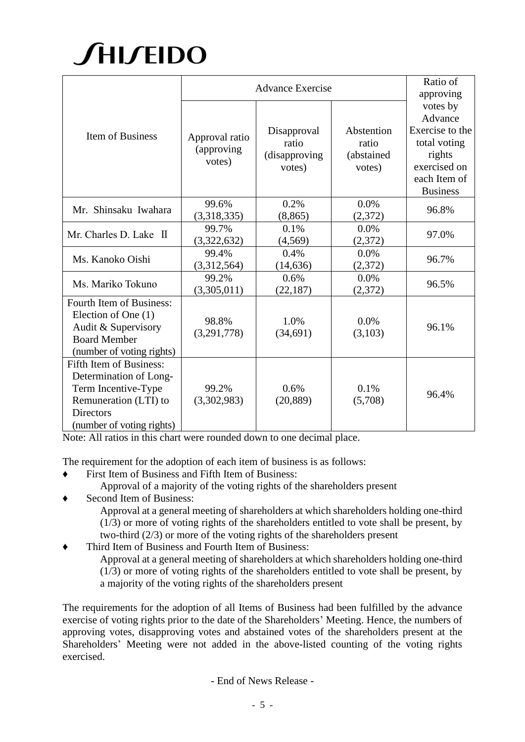SHISEIDO

| Item of Business | Advance Exercise | | | Ratio of approving votes by Advance Exercise to the total voting rights exercised on each Item of Business |
|---|---|---|---|---|
| | Approval ratio (approving votes) | Disapproval ratio (disapproving votes) | Abstention ratio (abstained votes) | |
| Mr. Shinsaku Iwahara | 99.6% (3,318,335) | 0.2% (8,865) | 0.0% (2,372) | 96.8% |
| Mr. Charles D. Lake Ⅱ | 99.7% (3,322,632) | 0.1% (4,569) | 0.0% (2,372) | 97.0% |
| Ms. Kanoko Oishi | 99.4% (3,312,564) | 0.4% (14,636) | 0.0% (2,372) | 96.7% |
| Ms. Mariko Tokuno | 99.2% (3,305,011) | 0.6% (22,187) | 0.0% (2,372) | 96.5% |
| Fourth Item of Business: Election of One (1) Audit & Supervisory Board Member (number of voting rights) | 98.8% (3,291,778) | 1.0% (34,691) | 0.0% (3,103) | 96.1% |
| Fifth Item of Business: Determination of Long-Term Incentive-Type Remuneration (LTI) to Directors (number of voting rights) | 99.2% (3,302,983) | 0.6% (20,889) | 0.1% (5,708) | 96.4% |

Note: All ratios in this chart were rounded down to one decimal place.

The requirement for the adoption of each item of business is as follows:

- First Item of Business and Fifth Item of Business:
  Approval of a majority of the voting rights of the shareholders present
- Second Item of Business:
  Approval at a general meeting of shareholders at which shareholders holding one-third (1/3) or more of voting rights of the shareholders entitled to vote shall be present, by two-third (2/3) or more of the voting rights of the shareholders present
- Third Item of Business and Fourth Item of Business:
  Approval at a general meeting of shareholders at which shareholders holding one-third (1/3) or more of voting rights of the shareholders entitled to vote shall be present, by a majority of the voting rights of the shareholders present

The requirements for the adoption of all Items of Business had been fulfilled by the advance exercise of voting rights prior to the date of the Shareholders' Meeting. Hence, the numbers of approving votes, disapproving votes and abstained votes of the shareholders present at the Shareholders' Meeting were not added in the above-listed counting of the voting rights exercised.

- End of News Release -